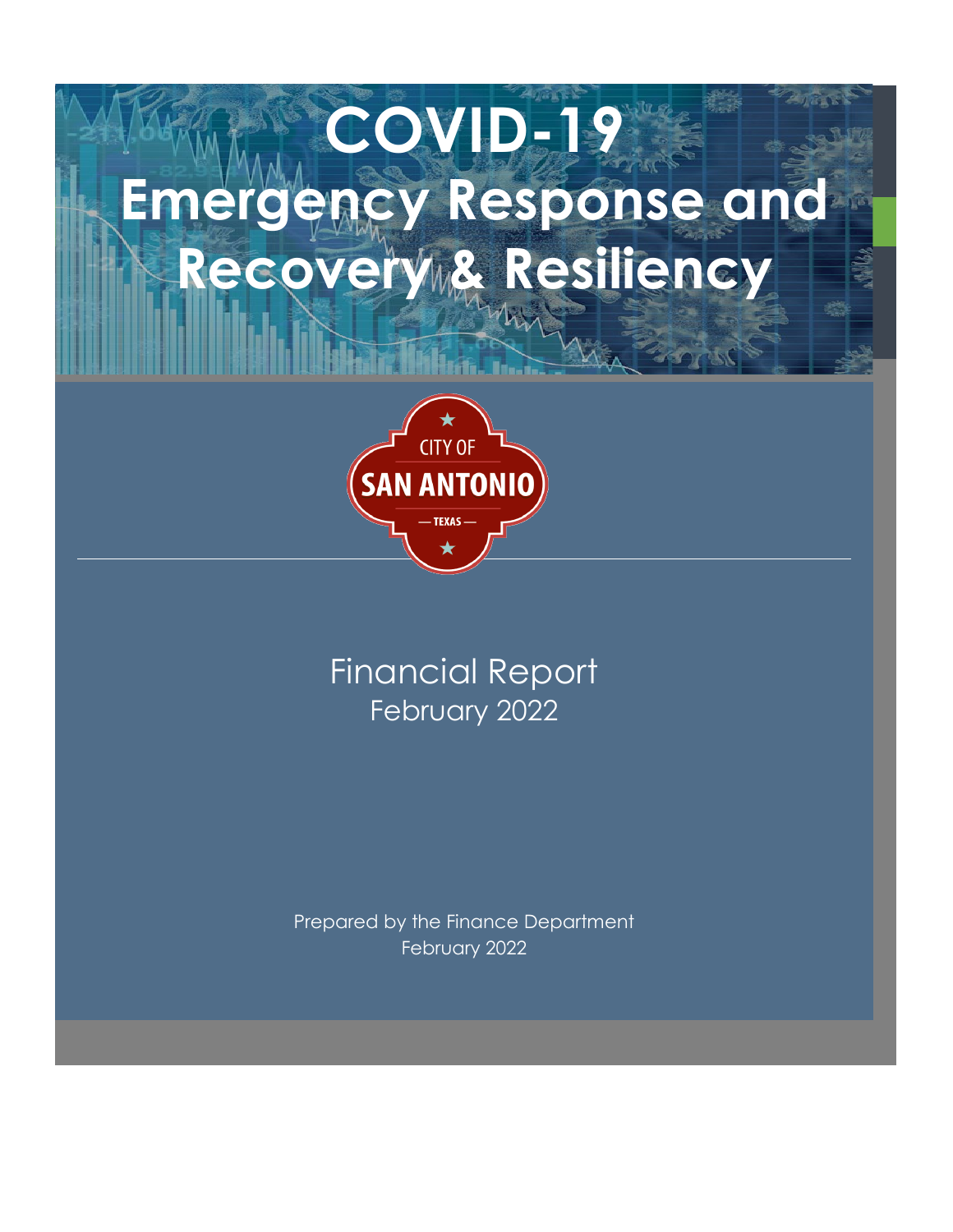# COVID-19
# Emergency Response and Recovery & Resiliency

CITY OF
SAN ANTONIO
— TEXAS —

Financial Report
February 2022

Prepared by the Finance Department
February 2022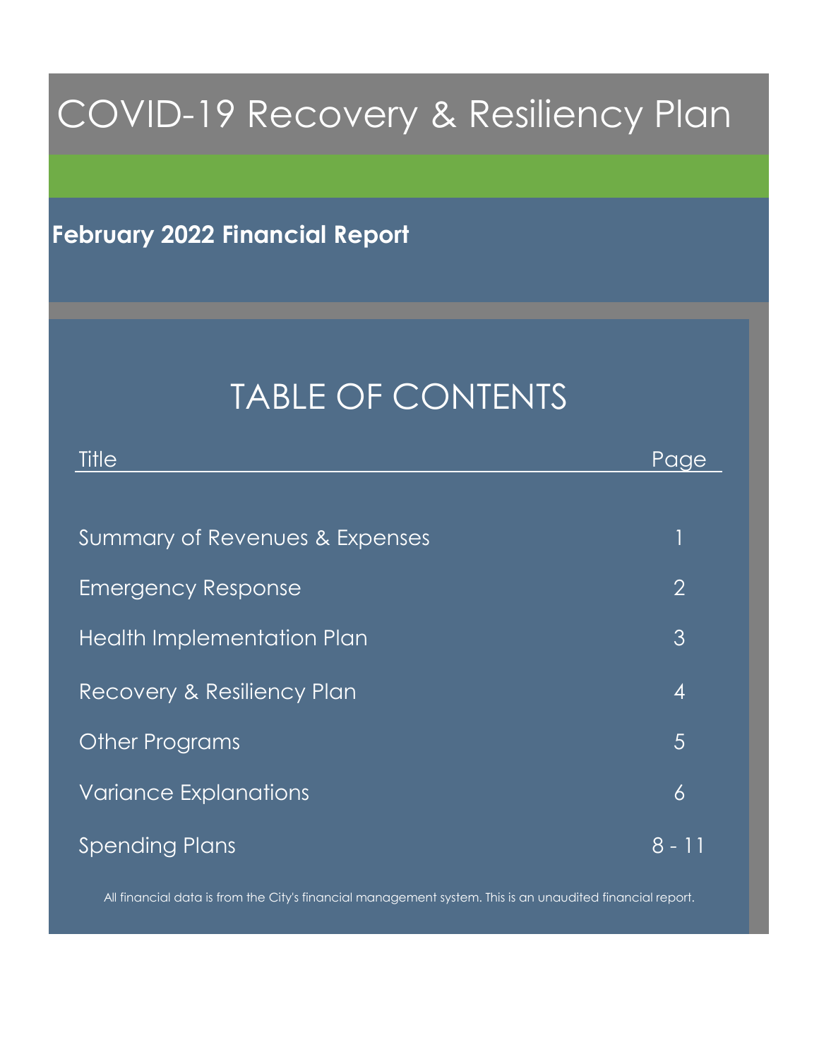# COVID-19 Recovery & Resiliency Plan

## February 2022 Financial Report

## TABLE OF CONTENTS

| Title | Page |
| --- | --- |
| Summary of Revenues & Expenses | 1 |
| Emergency Response | 2 |
| Health Implementation Plan | 3 |
| Recovery & Resiliency Plan | 4 |
| Other Programs | 5 |
| Variance Explanations | 6 |
| Spending Plans | 8 - 11 |

All financial data is from the City's financial management system. This is an unaudited financial report.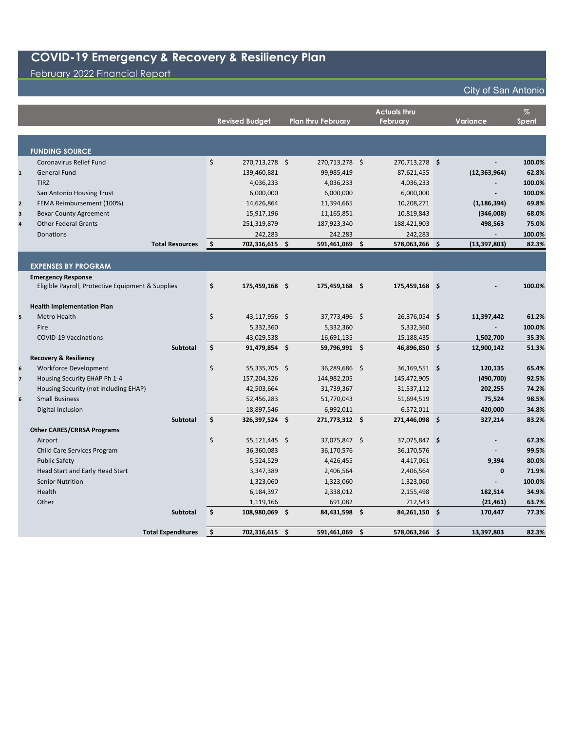# COVID-19 Emergency & Recovery & Resiliency Plan

February 2022 Financial Report

City of San Antonio

| | | Revised Budget | Plan thru February | Actuals thru February | Variance | % Spent |
|---|---|---|---|---|---|---|
| | **FUNDING SOURCE** | | | | | |
| | Coronavirus Relief Fund | $ 270,713,278 | $ 270,713,278 | $ 270,713,278 | **$ -** | **100.0%** |
| 1 | General Fund | 139,460,881 | 99,985,419 | 87,621,455 | **(12,363,964)** | **62.8%** |
| | TIRZ | 4,036,233 | 4,036,233 | 4,036,233 | **-** | **100.0%** |
| | San Antonio Housing Trust | 6,000,000 | 6,000,000 | 6,000,000 | **-** | **100.0%** |
| 2 | FEMA Reimbursement (100%) | 14,626,864 | 11,394,665 | 10,208,271 | **(1,186,394)** | **69.8%** |
| 3 | Bexar County Agreement | 15,917,196 | 11,165,851 | 10,819,843 | **(346,008)** | **68.0%** |
| 4 | Other Federal Grants | 251,319,879 | 187,923,340 | 188,421,903 | **498,563** | **75.0%** |
| | Donations | 242,283 | 242,283 | 242,283 | **-** | **100.0%** |
| | **Total Resources** | **$ 702,316,615** | **$ 591,461,069** | **$ 578,063,266** | **$ (13,397,803)** | **82.3%** |
| | **EXPENSES BY PROGRAM** | | | | | |
| | **Emergency Response** | | | | | |
| | Eligible Payroll, Protective Equipment & Supplies | **$ 175,459,168** | **$ 175,459,168** | **$ 175,459,168** | **$ -** | **100.0%** |
| | **Health Implementation Plan** | | | | | |
| 5 | Metro Health | $ 43,117,956 | $ 37,773,496 | $ 26,376,054 | **$ 11,397,442** | **61.2%** |
| | Fire | 5,332,360 | 5,332,360 | 5,332,360 | **-** | **100.0%** |
| | COVID-19 Vaccinations | 43,029,538 | 16,691,135 | 15,188,435 | **1,502,700** | **35.3%** |
| | **Subtotal** | **$ 91,479,854** | **$ 59,796,991** | **$ 46,896,850** | **$ 12,900,142** | **51.3%** |
| | **Recovery & Resiliency** | | | | | |
| 6 | Workforce Development | $ 55,335,705 | $ 36,289,686 | $ 36,169,551 | **$ 120,135** | **65.4%** |
| 7 | Housing Security EHAP Ph 1-4 | 157,204,326 | 144,982,205 | 145,472,905 | **(490,700)** | **92.5%** |
| | Housing Security (not including EHAP) | 42,503,664 | 31,739,367 | 31,537,112 | **202,255** | **74.2%** |
| 6 | Small Business | 52,456,283 | 51,770,043 | 51,694,519 | **75,524** | **98.5%** |
| | Digital Inclusion | 18,897,546 | 6,992,011 | 6,572,011 | **420,000** | **34.8%** |
| | **Subtotal** | **$ 326,397,524** | **$ 271,773,312** | **$ 271,446,098** | **$ 327,214** | **83.2%** |
| | **Other CARES/CRRSA Programs** | | | | | |
| | Airport | $ 55,121,445 | $ 37,075,847 | $ 37,075,847 | **$ -** | **67.3%** |
| | Child Care Services Program | 36,360,083 | 36,170,576 | 36,170,576 | **-** | **99.5%** |
| | Public Safety | 5,524,529 | 4,426,455 | 4,417,061 | **9,394** | **80.0%** |
| | Head Start and Early Head Start | 3,347,389 | 2,406,564 | 2,406,564 | **0** | **71.9%** |
| | Senior Nutrition | 1,323,060 | 1,323,060 | 1,323,060 | **-** | **100.0%** |
| | Health | 6,184,397 | 2,338,012 | 2,155,498 | **182,514** | **34.9%** |
| | Other | 1,119,166 | 691,082 | 712,543 | **(21,461)** | **63.7%** |
| | **Subtotal** | **$ 108,980,069** | **$ 84,431,598** | **$ 84,261,150** | **$ 170,447** | **77.3%** |
| | **Total Expenditures** | **$ 702,316,615** | **$ 591,461,069** | **$ 578,063,266** | **$ 13,397,803** | **82.3%** |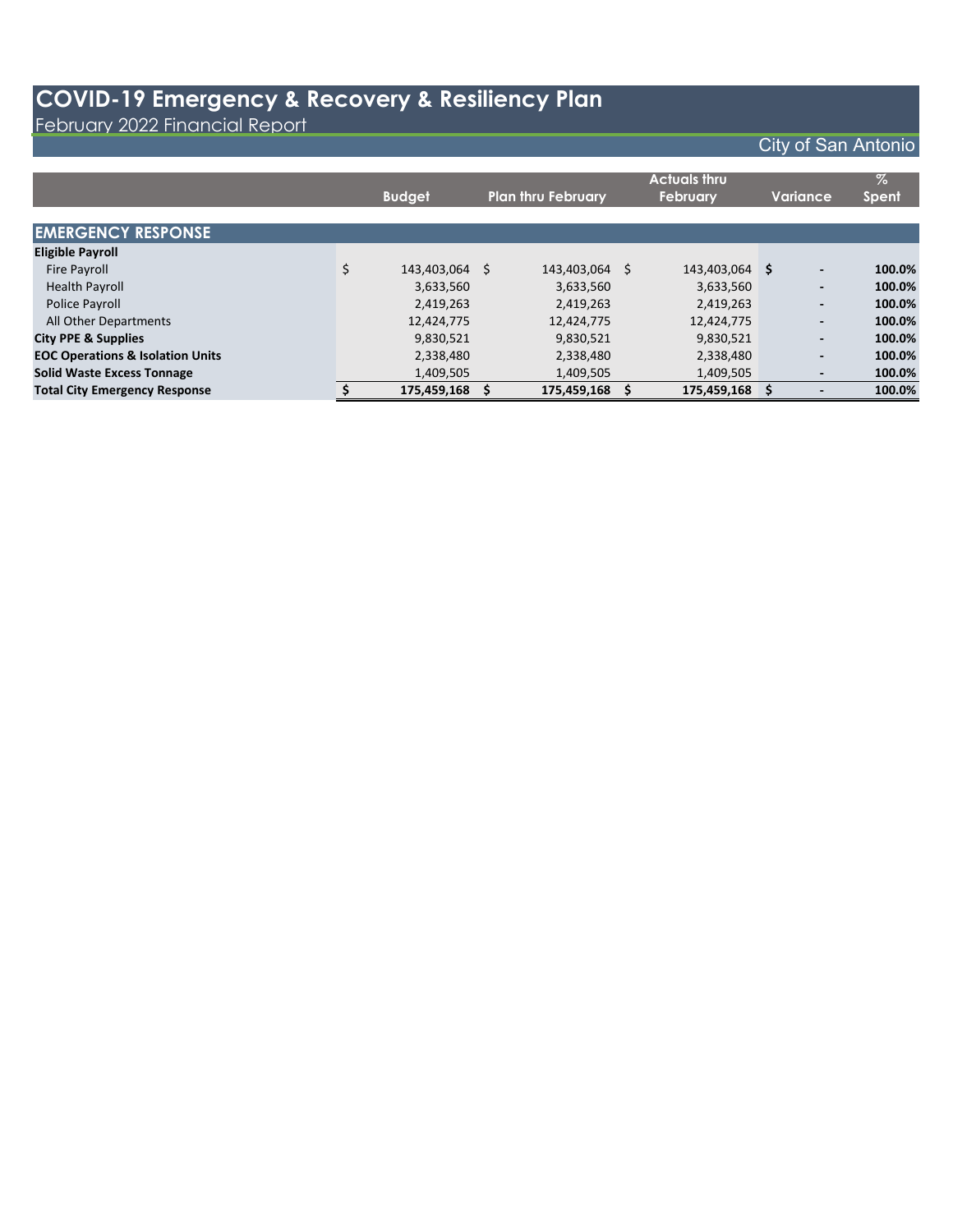# COVID-19 Emergency & Recovery & Resiliency Plan

February 2022 Financial Report

City of San Antonio

| | Budget | Plan thru February | Actuals thru February | Variance | % Spent |
|---|---|---|---|---|---|
| **EMERGENCY RESPONSE** | | | | | |
| **Eligible Payroll** | | | | | |
| Fire Payroll | $ 143,403,064 | $ 143,403,064 | $ 143,403,064 | $ - | **100.0%** |
| Health Payroll | 3,633,560 | 3,633,560 | 3,633,560 | - | **100.0%** |
| Police Payroll | 2,419,263 | 2,419,263 | 2,419,263 | - | **100.0%** |
| All Other Departments | 12,424,775 | 12,424,775 | 12,424,775 | - | **100.0%** |
| **City PPE & Supplies** | 9,830,521 | 9,830,521 | 9,830,521 | - | **100.0%** |
| **EOC Operations & Isolation Units** | 2,338,480 | 2,338,480 | 2,338,480 | - | **100.0%** |
| **Solid Waste Excess Tonnage** | 1,409,505 | 1,409,505 | 1,409,505 | - | **100.0%** |
| **Total City Emergency Response** | **$ 175,459,168** | **$ 175,459,168** | **$ 175,459,168** | **$ -** | **100.0%** |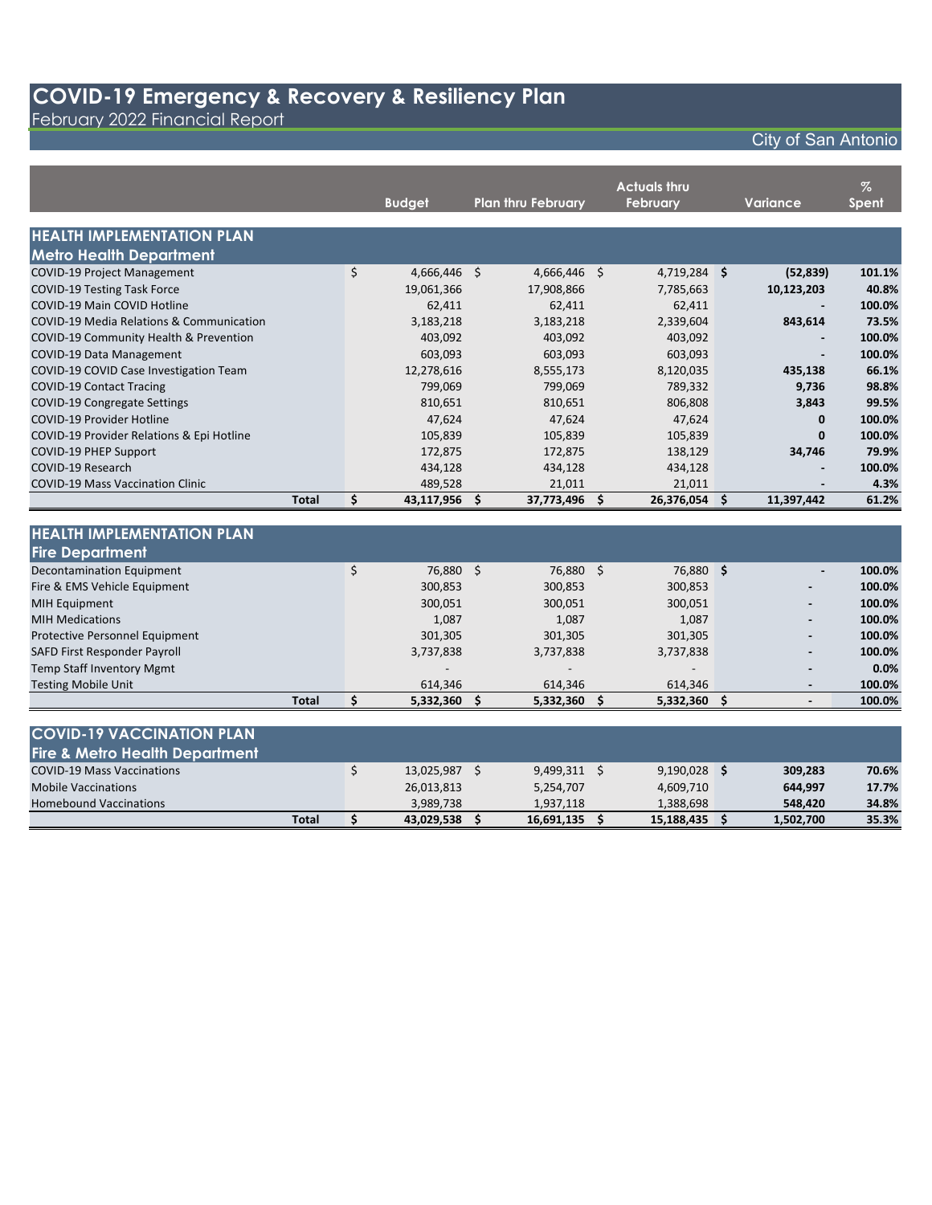# COVID-19 Emergency & Recovery & Resiliency Plan

February 2022 Financial Report

City of San Antonio

| | Budget | Plan thru February | Actuals thru February | Variance | % Spent |
|---|---|---|---|---|---|
| **HEALTH IMPLEMENTATION PLAN** | | | | | |
| **Metro Health Department** | | | | | |
| COVID-19 Project Management | $ 4,666,446 | $ 4,666,446 | $ 4,719,284 | **$ (52,839)** | **101.1%** |
| COVID-19 Testing Task Force | 19,061,366 | 17,908,866 | 7,785,663 | **10,123,203** | **40.8%** |
| COVID-19 Main COVID Hotline | 62,411 | 62,411 | 62,411 | **-** | **100.0%** |
| COVID-19 Media Relations & Communication | 3,183,218 | 3,183,218 | 2,339,604 | **843,614** | **73.5%** |
| COVID-19 Community Health & Prevention | 403,092 | 403,092 | 403,092 | **-** | **100.0%** |
| COVID-19 Data Management | 603,093 | 603,093 | 603,093 | **-** | **100.0%** |
| COVID-19 COVID Case Investigation Team | 12,278,616 | 8,555,173 | 8,120,035 | **435,138** | **66.1%** |
| COVID-19 Contact Tracing | 799,069 | 799,069 | 789,332 | **9,736** | **98.8%** |
| COVID-19 Congregate Settings | 810,651 | 810,651 | 806,808 | **3,843** | **99.5%** |
| COVID-19 Provider Hotline | 47,624 | 47,624 | 47,624 | **0** | **100.0%** |
| COVID-19 Provider Relations & Epi Hotline | 105,839 | 105,839 | 105,839 | **0** | **100.0%** |
| COVID-19 PHEP Support | 172,875 | 172,875 | 138,129 | **34,746** | **79.9%** |
| COVID-19 Research | 434,128 | 434,128 | 434,128 | **-** | **100.0%** |
| COVID-19 Mass Vaccination Clinic | 489,528 | 21,011 | 21,011 | **-** | **4.3%** |
| **Total** | **$ 43,117,956** | **$ 37,773,496** | **$ 26,376,054** | **$ 11,397,442** | **61.2%** |
| **HEALTH IMPLEMENTATION PLAN** | | | | | |
| **Fire Department** | | | | | |
| Decontamination Equipment | $ 76,880 | $ 76,880 | $ 76,880 | **$ -** | **100.0%** |
| Fire & EMS Vehicle Equipment | 300,853 | 300,853 | 300,853 | **-** | **100.0%** |
| MIH Equipment | 300,051 | 300,051 | 300,051 | **-** | **100.0%** |
| MIH Medications | 1,087 | 1,087 | 1,087 | **-** | **100.0%** |
| Protective Personnel Equipment | 301,305 | 301,305 | 301,305 | **-** | **100.0%** |
| SAFD First Responder Payroll | 3,737,838 | 3,737,838 | 3,737,838 | **-** | **100.0%** |
| Temp Staff Inventory Mgmt | - | - | - | **-** | **0.0%** |
| Testing Mobile Unit | 614,346 | 614,346 | 614,346 | **-** | **100.0%** |
| **Total** | **$ 5,332,360** | **$ 5,332,360** | **$ 5,332,360** | **$ -** | **100.0%** |
| **COVID-19 VACCINATION PLAN** | | | | | |
| **Fire & Metro Health Department** | | | | | |
| COVID-19 Mass Vaccinations | $ 13,025,987 | $ 9,499,311 | $ 9,190,028 | **$ 309,283** | **70.6%** |
| Mobile Vaccinations | 26,013,813 | 5,254,707 | 4,609,710 | **644,997** | **17.7%** |
| Homebound Vaccinations | 3,989,738 | 1,937,118 | 1,388,698 | **548,420** | **34.8%** |
| **Total** | **$ 43,029,538** | **$ 16,691,135** | **$ 15,188,435** | **$ 1,502,700** | **35.3%** |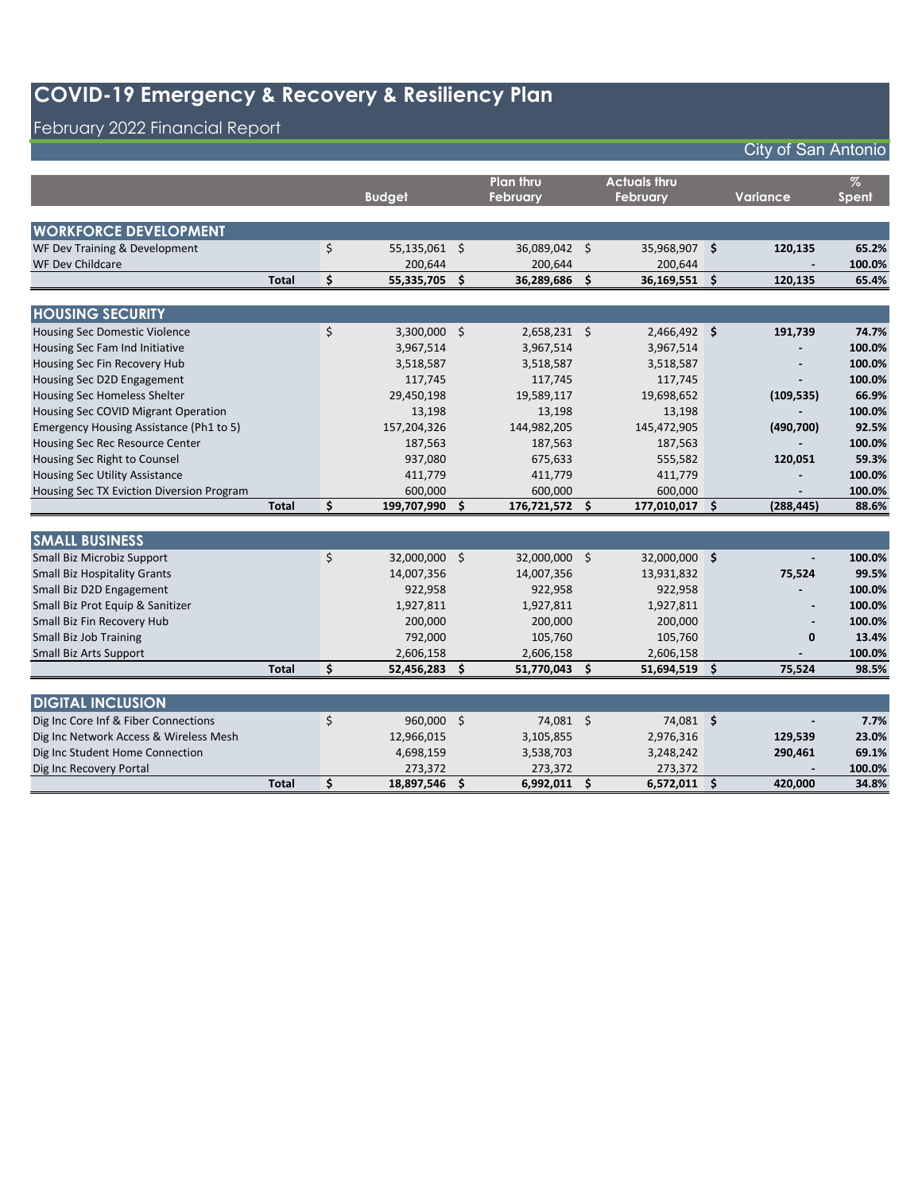# COVID-19 Emergency & Recovery & Resiliency Plan

## February 2022 Financial Report

City of San Antonio

| | Budget | Plan thru February | Actuals thru February | Variance | % Spent |
|---|---|---|---|---|---|
| **WORKFORCE DEVELOPMENT** | | | | | |
| WF Dev Training & Development | $ 55,135,061 | $ 36,089,042 | $ 35,968,907 | $ **120,135** | **65.2%** |
| WF Dev Childcare | 200,644 | 200,644 | 200,644 | **-** | **100.0%** |
| **Total** | **$ 55,335,705** | **$ 36,289,686** | **$ 36,169,551** | **$ 120,135** | **65.4%** |
| **HOUSING SECURITY** | | | | | |
| Housing Sec Domestic Violence | $ 3,300,000 | $ 2,658,231 | $ 2,466,492 | $ **191,739** | **74.7%** |
| Housing Sec Fam Ind Initiative | 3,967,514 | 3,967,514 | 3,967,514 | **-** | **100.0%** |
| Housing Sec Fin Recovery Hub | 3,518,587 | 3,518,587 | 3,518,587 | **-** | **100.0%** |
| Housing Sec D2D Engagement | 117,745 | 117,745 | 117,745 | **-** | **100.0%** |
| Housing Sec Homeless Shelter | 29,450,198 | 19,589,117 | 19,698,652 | **(109,535)** | **66.9%** |
| Housing Sec COVID Migrant Operation | 13,198 | 13,198 | 13,198 | **-** | **100.0%** |
| Emergency Housing Assistance (Ph1 to 5) | 157,204,326 | 144,982,205 | 145,472,905 | **(490,700)** | **92.5%** |
| Housing Sec Rec Resource Center | 187,563 | 187,563 | 187,563 | **-** | **100.0%** |
| Housing Sec Right to Counsel | 937,080 | 675,633 | 555,582 | **120,051** | **59.3%** |
| Housing Sec Utility Assistance | 411,779 | 411,779 | 411,779 | **-** | **100.0%** |
| Housing Sec TX Eviction Diversion Program | 600,000 | 600,000 | 600,000 | **-** | **100.0%** |
| **Total** | **$ 199,707,990** | **$ 176,721,572** | **$ 177,010,017** | **$ (288,445)** | **88.6%** |
| **SMALL BUSINESS** | | | | | |
| Small Biz Microbiz Support | $ 32,000,000 | $ 32,000,000 | $ 32,000,000 | $ **-** | **100.0%** |
| Small Biz Hospitality Grants | 14,007,356 | 14,007,356 | 13,931,832 | **75,524** | **99.5%** |
| Small Biz D2D Engagement | 922,958 | 922,958 | 922,958 | **-** | **100.0%** |
| Small Biz Prot Equip & Sanitizer | 1,927,811 | 1,927,811 | 1,927,811 | **-** | **100.0%** |
| Small Biz Fin Recovery Hub | 200,000 | 200,000 | 200,000 | **-** | **100.0%** |
| Small Biz Job Training | 792,000 | 105,760 | 105,760 | **0** | **13.4%** |
| Small Biz Arts Support | 2,606,158 | 2,606,158 | 2,606,158 | **-** | **100.0%** |
| **Total** | **$ 52,456,283** | **$ 51,770,043** | **$ 51,694,519** | **$ 75,524** | **98.5%** |
| **DIGITAL INCLUSION** | | | | | |
| Dig Inc Core Inf & Fiber Connections | $ 960,000 | $ 74,081 | $ 74,081 | $ **-** | **7.7%** |
| Dig Inc Network Access & Wireless Mesh | 12,966,015 | 3,105,855 | 2,976,316 | **129,539** | **23.0%** |
| Dig Inc Student Home Connection | 4,698,159 | 3,538,703 | 3,248,242 | **290,461** | **69.1%** |
| Dig Inc Recovery Portal | 273,372 | 273,372 | 273,372 | **-** | **100.0%** |
| **Total** | **$ 18,897,546** | **$ 6,992,011** | **$ 6,572,011** | **$ 420,000** | **34.8%** |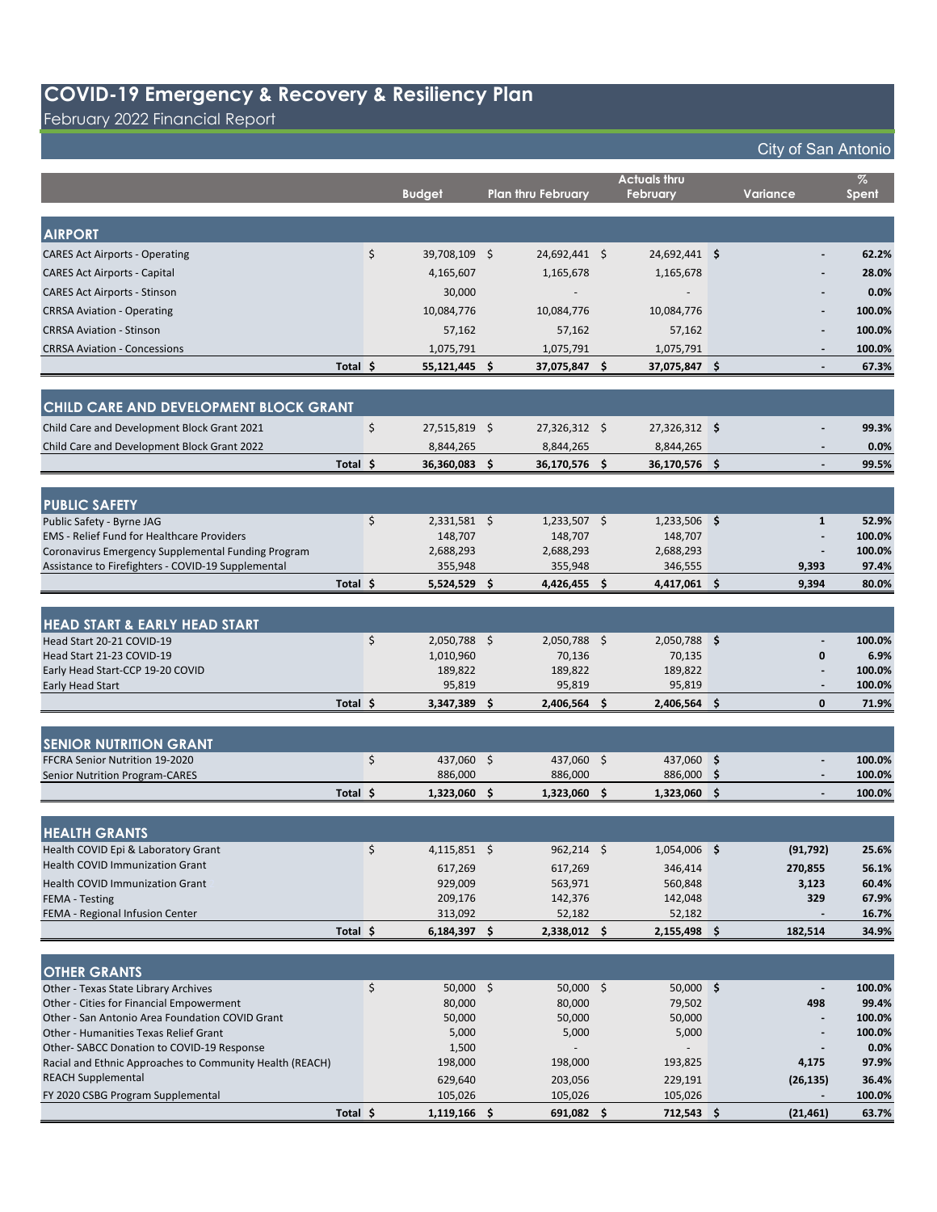# COVID-19 Emergency & Recovery & Resiliency Plan

February 2022 Financial Report

City of San Antonio

| | Budget | Plan thru February | Actuals thru February | Variance | % Spent |
|---|---|---|---|---|---|
| **AIRPORT** | | | | | |
| CARES Act Airports - Operating | $ 39,708,109 | $ 24,692,441 | $ 24,692,441 | $ - | 62.2% |
| CARES Act Airports - Capital | 4,165,607 | 1,165,678 | 1,165,678 | - | 28.0% |
| CARES Act Airports - Stinson | 30,000 | - | - | - | 0.0% |
| CRRSA Aviation - Operating | 10,084,776 | 10,084,776 | 10,084,776 | - | 100.0% |
| CRRSA Aviation - Stinson | 57,162 | 57,162 | 57,162 | - | 100.0% |
| CRRSA Aviation - Concessions | 1,075,791 | 1,075,791 | 1,075,791 | - | 100.0% |
| **Total** | **$ 55,121,445** | **$ 37,075,847** | **$ 37,075,847** | **$ -** | **67.3%** |
| **CHILD CARE AND DEVELOPMENT BLOCK GRANT** | | | | | |
| Child Care and Development Block Grant 2021 | $ 27,515,819 | $ 27,326,312 | $ 27,326,312 | $ - | 99.3% |
| Child Care and Development Block Grant 2022 | 8,844,265 | 8,844,265 | 8,844,265 | - | 0.0% |
| **Total** | **$ 36,360,083** | **$ 36,170,576** | **$ 36,170,576** | **$ -** | **99.5%** |
| **PUBLIC SAFETY** | | | | | |
| Public Safety - Byrne JAG | $ 2,331,581 | $ 1,233,507 | $ 1,233,506 | $ 1 | 52.9% |
| EMS - Relief Fund for Healthcare Providers | 148,707 | 148,707 | 148,707 | - | 100.0% |
| Coronavirus Emergency Supplemental Funding Program | 2,688,293 | 2,688,293 | 2,688,293 | - | 100.0% |
| Assistance to Firefighters - COVID-19 Supplemental | 355,948 | 355,948 | 346,555 | 9,393 | 97.4% |
| **Total** | **$ 5,524,529** | **$ 4,426,455** | **$ 4,417,061** | **$ 9,394** | **80.0%** |
| **HEAD START & EARLY HEAD START** | | | | | |
| Head Start 20-21 COVID-19 | $ 2,050,788 | $ 2,050,788 | $ 2,050,788 | $ - | 100.0% |
| Head Start 21-23 COVID-19 | 1,010,960 | 70,136 | 70,135 | 0 | 6.9% |
| Early Head Start-CCP 19-20 COVID | 189,822 | 189,822 | 189,822 | - | 100.0% |
| Early Head Start | 95,819 | 95,819 | 95,819 | - | 100.0% |
| **Total** | **$ 3,347,389** | **$ 2,406,564** | **$ 2,406,564** | **$ 0** | **71.9%** |
| **SENIOR NUTRITION GRANT** | | | | | |
| FFCRA Senior Nutrition 19-2020 | $ 437,060 | $ 437,060 | $ 437,060 | $ - | 100.0% |
| Senior Nutrition Program-CARES | 886,000 | 886,000 | 886,000 | $ - | 100.0% |
| **Total** | **$ 1,323,060** | **$ 1,323,060** | **$ 1,323,060** | **$ -** | **100.0%** |
| **HEALTH GRANTS** | | | | | |
| Health COVID Epi & Laboratory Grant | $ 4,115,851 | $ 962,214 | $ 1,054,006 | $ (91,792) | 25.6% |
| Health COVID Immunization Grant | 617,269 | 617,269 | 346,414 | 270,855 | 56.1% |
| Health COVID Immunization Grant | 929,009 | 563,971 | 560,848 | 3,123 | 60.4% |
| FEMA - Testing | 209,176 | 142,376 | 142,048 | 329 | 67.9% |
| FEMA - Regional Infusion Center | 313,092 | 52,182 | 52,182 | - | 16.7% |
| **Total** | **$ 6,184,397** | **$ 2,338,012** | **$ 2,155,498** | **$ 182,514** | **34.9%** |
| **OTHER GRANTS** | | | | | |
| Other - Texas State Library Archives | $ 50,000 | $ 50,000 | $ 50,000 | $ - | 100.0% |
| Other - Cities for Financial Empowerment | 80,000 | 80,000 | 79,502 | 498 | 99.4% |
| Other - San Antonio Area Foundation COVID Grant | 50,000 | 50,000 | 50,000 | - | 100.0% |
| Other - Humanities Texas Relief Grant | 5,000 | 5,000 | 5,000 | - | 100.0% |
| Other- SABCC Donation to COVID-19 Response | 1,500 | - | - | - | 0.0% |
| Racial and Ethnic Approaches to Community Health (REACH) | 198,000 | 198,000 | 193,825 | 4,175 | 97.9% |
| REACH Supplemental | 629,640 | 203,056 | 229,191 | (26,135) | 36.4% |
| FY 2020 CSBG Program Supplemental | 105,026 | 105,026 | 105,026 | - | 100.0% |
| **Total** | **$ 1,119,166** | **$ 691,082** | **$ 712,543** | **$ (21,461)** | **63.7%** |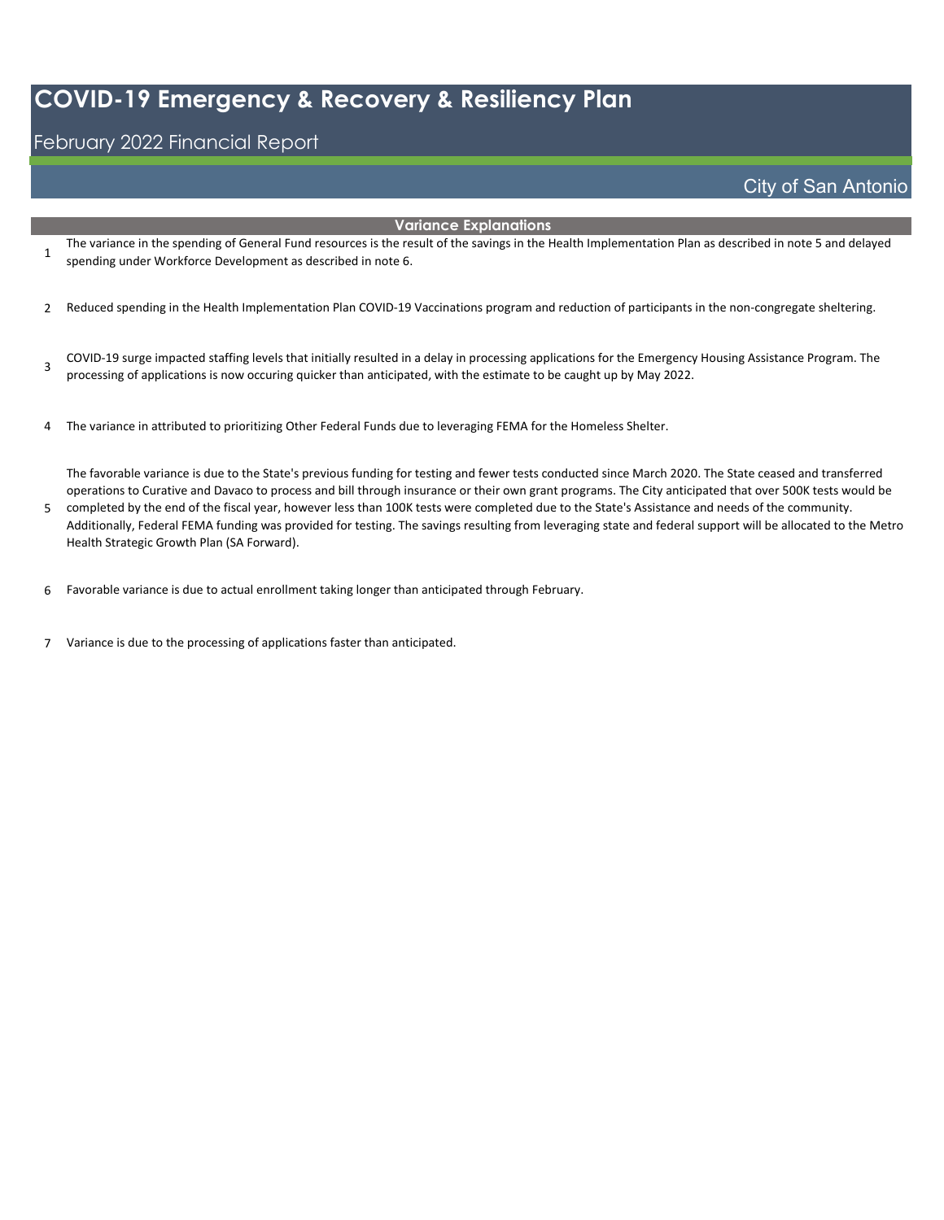# COVID-19 Emergency & Recovery & Resiliency Plan

## February 2022 Financial Report

City of San Antonio

### Variance Explanations

1. The variance in the spending of General Fund resources is the result of the savings in the Health Implementation Plan as described in note 5 and delayed spending under Workforce Development as described in note 6.

2. Reduced spending in the Health Implementation Plan COVID-19 Vaccinations program and reduction of participants in the non-congregate sheltering.

3. COVID-19 surge impacted staffing levels that initially resulted in a delay in processing applications for the Emergency Housing Assistance Program. The processing of applications is now occuring quicker than anticipated, with the estimate to be caught up by May 2022.

4. The variance in attributed to prioritizing Other Federal Funds due to leveraging FEMA for the Homeless Shelter.

5. The favorable variance is due to the State's previous funding for testing and fewer tests conducted since March 2020. The State ceased and transferred operations to Curative and Davaco to process and bill through insurance or their own grant programs. The City anticipated that over 500K tests would be completed by the end of the fiscal year, however less than 100K tests were completed due to the State's Assistance and needs of the community. Additionally, Federal FEMA funding was provided for testing. The savings resulting from leveraging state and federal support will be allocated to the Metro Health Strategic Growth Plan (SA Forward).

6. Favorable variance is due to actual enrollment taking longer than anticipated through February.

7. Variance is due to the processing of applications faster than anticipated.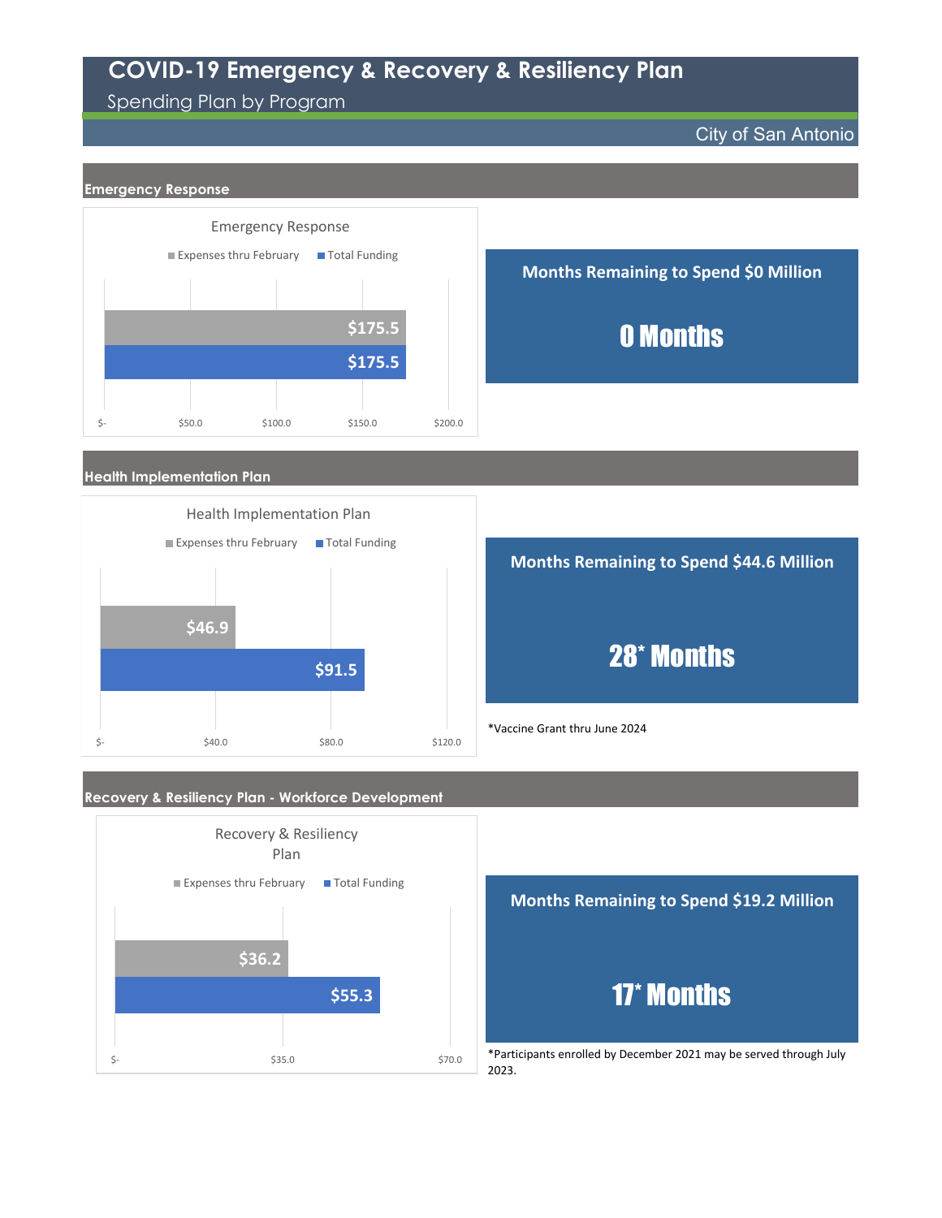# COVID-19 Emergency & Recovery & Resiliency Plan

Spending Plan by Program

City of San Antonio

## Emergency Response

**Emergency Response**

| | Expenses thru February | Total Funding |
|---|---|---|
| Emergency Response | $175.5 | $175.5 |

**Months Remaining to Spend $0 Million**

**0 Months**

## Health Implementation Plan

**Health Implementation Plan**

| | Expenses thru February | Total Funding |
|---|---|---|
| Health Implementation Plan | $46.9 | $91.5 |

**Months Remaining to Spend $44.6 Million**

**28* Months**

*Vaccine Grant thru June 2024

## Recovery & Resiliency Plan - Workforce Development

**Recovery & Resiliency Plan**

| | Expenses thru February | Total Funding |
|---|---|---|
| Recovery & Resiliency Plan | $36.2 | $55.3 |

**Months Remaining to Spend $19.2 Million**

**17* Months**

*Participants enrolled by December 2021 may be served through July 2023.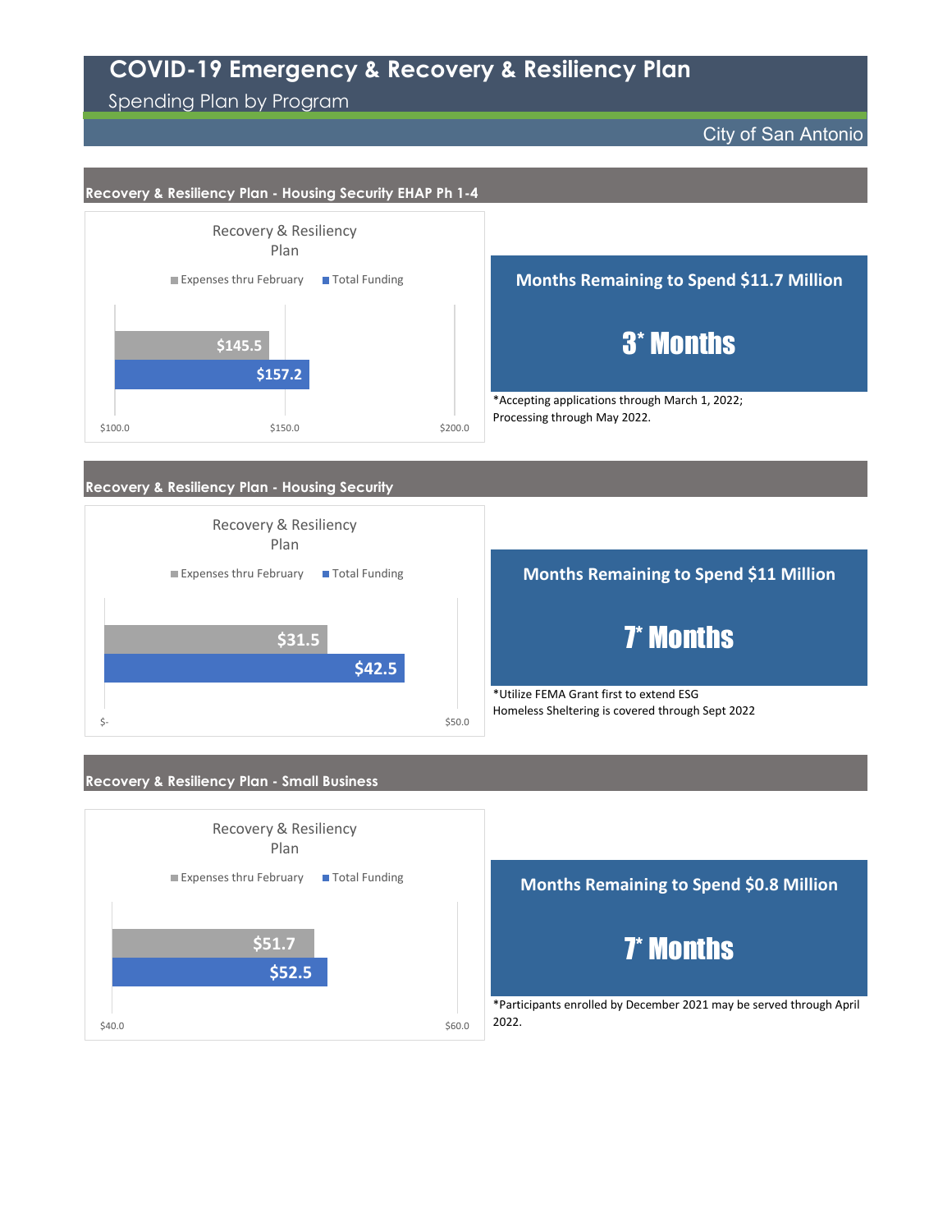# COVID-19 Emergency & Recovery & Resiliency Plan

Spending Plan by Program

City of San Antonio

## Recovery & Resiliency Plan - Housing Security EHAP Ph 1-4

Recovery & Resiliency Plan

| | Expenses thru February | Total Funding |
|---|---|---|
| Amount | $145.5 | $157.2 |

Axis: $100.0 – $150.0 – $200.0

**Months Remaining to Spend $11.7 Million**

**3* Months**

*Accepting applications through March 1, 2022; Processing through May 2022.

## Recovery & Resiliency Plan - Housing Security

Recovery & Resiliency Plan

| | Expenses thru February | Total Funding |
|---|---|---|
| Amount | $31.5 | $42.5 |

Axis: $- – $50.0

**Months Remaining to Spend $11 Million**

**7* Months**

*Utilize FEMA Grant first to extend ESG Homeless Sheltering is covered through Sept 2022

## Recovery & Resiliency Plan - Small Business

Recovery & Resiliency Plan

| | Expenses thru February | Total Funding |
|---|---|---|
| Amount | $51.7 | $52.5 |

Axis: $40.0 – $60.0

**Months Remaining to Spend $0.8 Million**

**7* Months**

*Participants enrolled by December 2021 may be served through April 2022.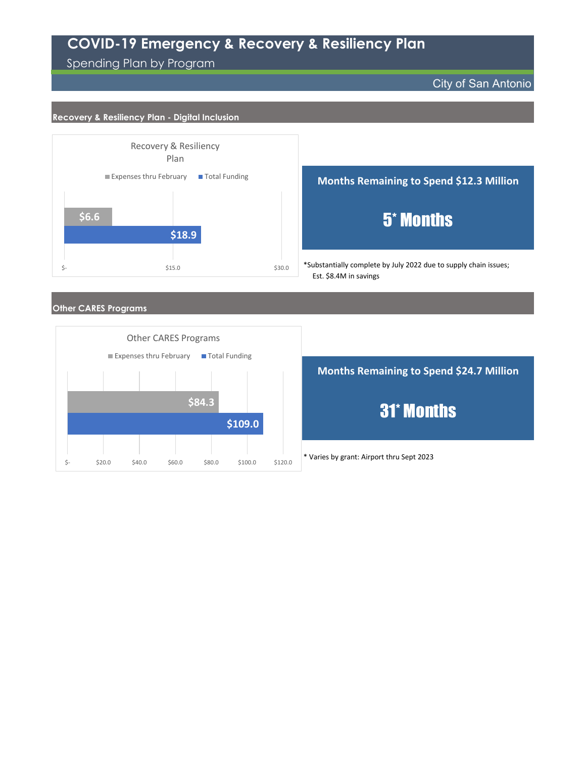# COVID-19 Emergency & Recovery & Resiliency Plan

Spending Plan by Program

City of San Antonio

## Recovery & Resiliency Plan - Digital Inclusion

**Recovery & Resiliency Plan**

| | Expenses thru February | Total Funding |
|---|---|---|
| Recovery & Resiliency Plan | $6.6 | $18.9 |

**Months Remaining to Spend $12.3 Million**

**5* Months**

*Substantially complete by July 2022 due to supply chain issues; Est. $8.4M in savings

## Other CARES Programs

**Other CARES Programs**

| | Expenses thru February | Total Funding |
|---|---|---|
| Other CARES Programs | $84.3 | $109.0 |

**Months Remaining to Spend $24.7 Million**

**31* Months**

* Varies by grant: Airport thru Sept 2023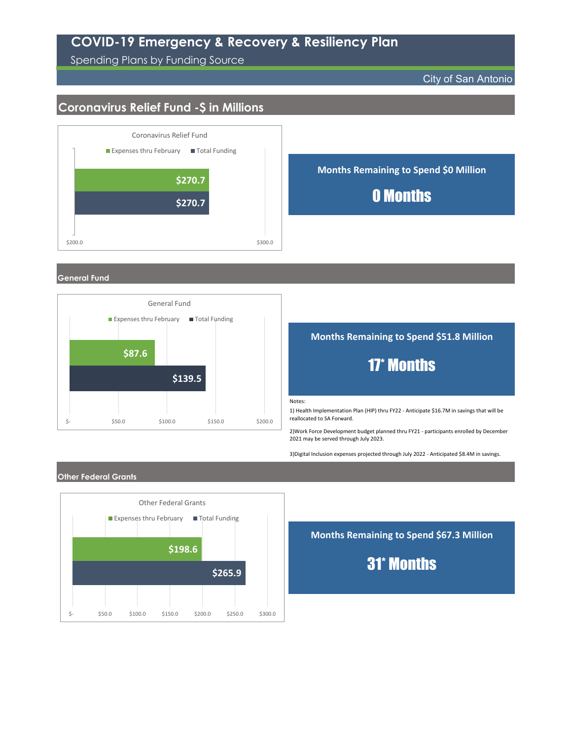# COVID-19 Emergency & Recovery & Resiliency Plan

Spending Plans by Funding Source

City of San Antonio

## Coronavirus Relief Fund -$ in Millions

**Coronavirus Relief Fund**

| | Expenses thru February | Total Funding |
|---|---|---|
| Coronavirus Relief Fund | $270.7 | $270.7 |

**Months Remaining to Spend $0 Million**

**0 Months**

## General Fund

**General Fund**

| | Expenses thru February | Total Funding |
|---|---|---|
| General Fund | $87.6 | $139.5 |

**Months Remaining to Spend $51.8 Million**

**17* Months**

Notes:

1) Health Implementation Plan (HIP) thru FY22 - Anticipate $16.7M in savings that will be reallocated to SA Forward.

2)Work Force Development budget planned thru FY21 - participants enrolled by December 2021 may be served through July 2023.

3)Digital Inclusion expenses projected through July 2022 - Anticipated $8.4M in savings.

## Other Federal Grants

**Other Federal Grants**

| | Expenses thru February | Total Funding |
|---|---|---|
| Other Federal Grants | $198.6 | $265.9 |

**Months Remaining to Spend $67.3 Million**

**31* Months**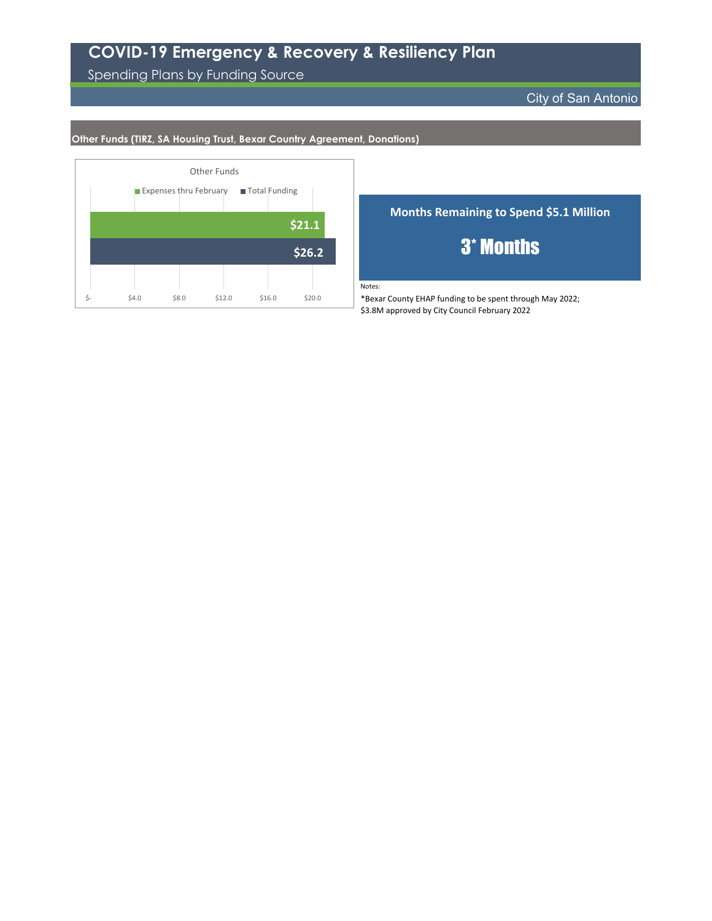# COVID-19 Emergency & Recovery & Resiliency Plan

Spending Plans by Funding Source

City of San Antonio

## Other Funds (TIRZ, SA Housing Trust, Bexar Country Agreement, Donations)

Other Funds

Expenses thru February

Total Funding

$21.1

$26.2

$-

$4.0

$8.0

$12.0

$16.0

$20.0

**Months Remaining to Spend $5.1 Million**

**3* Months**

Notes:

*Bexar County EHAP funding to be spent through May 2022; $3.8M approved by City Council February 2022